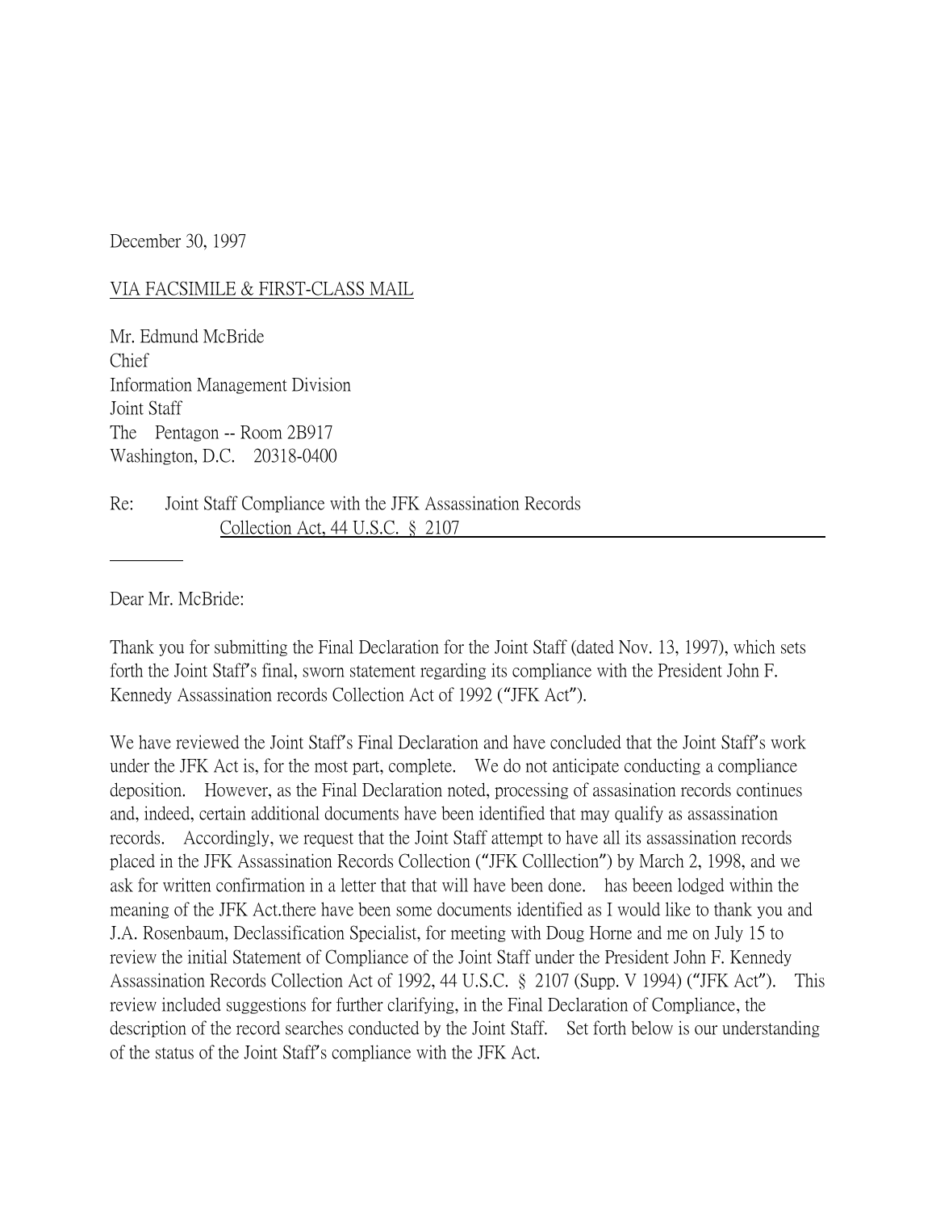December 30, 1997

VIA FACSIMILE & FIRST-CLASS MAIL

Mr. Edmund McBride
Chief
Information Management Division
Joint Staff
The Pentagon -- Room 2B917
Washington, D.C. 20318-0400

Re: Joint Staff Compliance with the JFK Assassination Records Collection Act, 44 U.S.C. § 2107

Dear Mr. McBride:

Thank you for submitting the Final Declaration for the Joint Staff (dated Nov. 13, 1997), which sets forth the Joint Staff's final, sworn statement regarding its compliance with the President John F. Kennedy Assassination records Collection Act of 1992 ("JFK Act").

We have reviewed the Joint Staff's Final Declaration and have concluded that the Joint Staff's work under the JFK Act is, for the most part, complete. We do not anticipate conducting a compliance deposition. However, as the Final Declaration noted, processing of assasination records continues and, indeed, certain additional documents have been identified that may qualify as assassination records. Accordingly, we request that the Joint Staff attempt to have all its assassination records placed in the JFK Assassination Records Collection ("JFK Colllection") by March 2, 1998, and we ask for written confirmation in a letter that that will have been done. has beeen lodged within the meaning of the JFK Act.there have been some documents identified as I would like to thank you and J.A. Rosenbaum, Declassification Specialist, for meeting with Doug Horne and me on July 15 to review the initial Statement of Compliance of the Joint Staff under the President John F. Kennedy Assassination Records Collection Act of 1992, 44 U.S.C. § 2107 (Supp. V 1994) ("JFK Act"). This review included suggestions for further clarifying, in the Final Declaration of Compliance, the description of the record searches conducted by the Joint Staff. Set forth below is our understanding of the status of the Joint Staff's compliance with the JFK Act.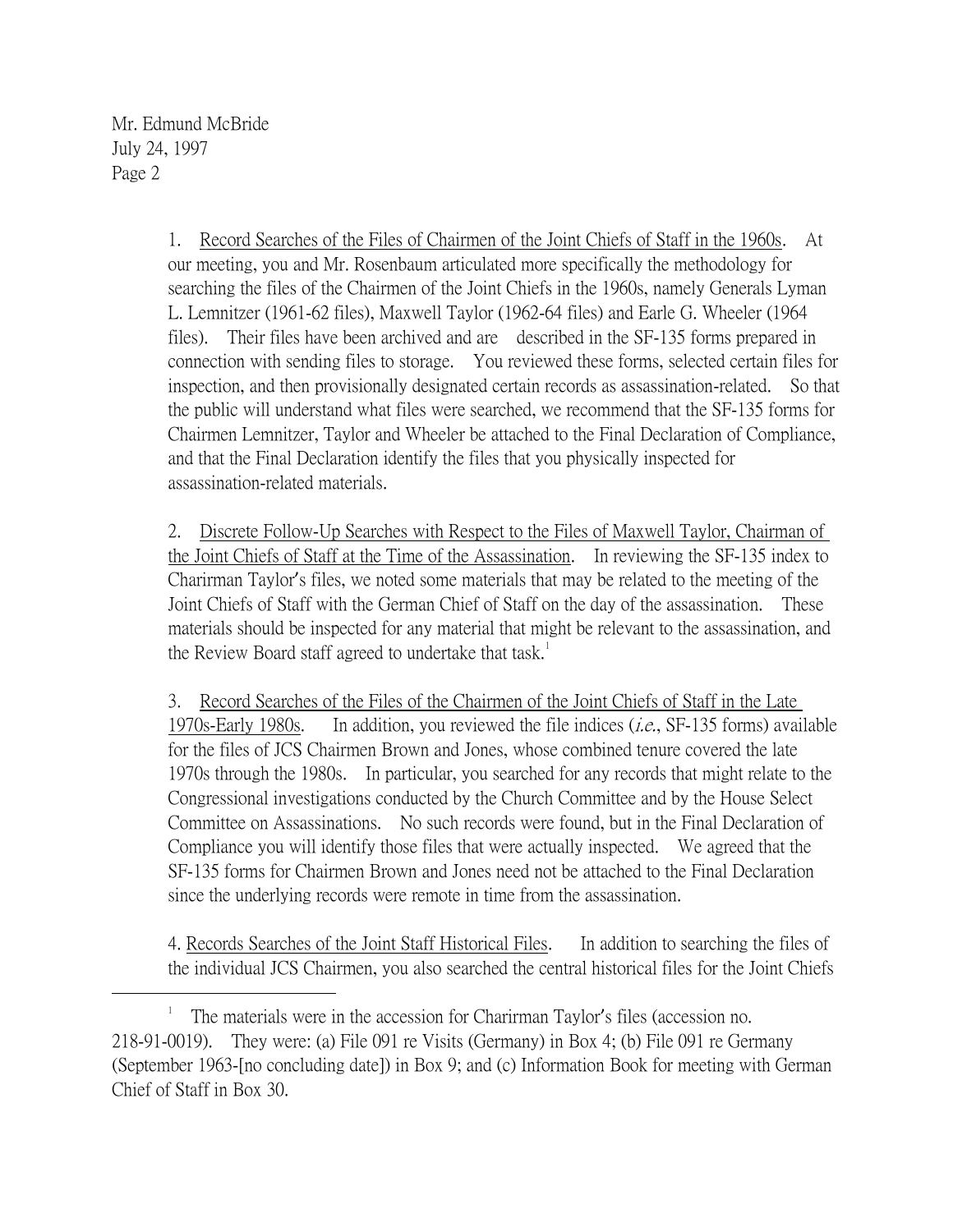Mr. Edmund McBride
July 24, 1997
Page 2

1. Record Searches of the Files of Chairmen of the Joint Chiefs of Staff in the 1960s. At our meeting, you and Mr. Rosenbaum articulated more specifically the methodology for searching the files of the Chairmen of the Joint Chiefs in the 1960s, namely Generals Lyman L. Lemnitzer (1961-62 files), Maxwell Taylor (1962-64 files) and Earle G. Wheeler (1964 files). Their files have been archived and are described in the SF-135 forms prepared in connection with sending files to storage. You reviewed these forms, selected certain files for inspection, and then provisionally designated certain records as assassination-related. So that the public will understand what files were searched, we recommend that the SF-135 forms for Chairmen Lemnitzer, Taylor and Wheeler be attached to the Final Declaration of Compliance, and that the Final Declaration identify the files that you physically inspected for assassination-related materials.

2. Discrete Follow-Up Searches with Respect to the Files of Maxwell Taylor, Chairman of the Joint Chiefs of Staff at the Time of the Assassination. In reviewing the SF-135 index to Charirman Taylor's files, we noted some materials that may be related to the meeting of the Joint Chiefs of Staff with the German Chief of Staff on the day of the assassination. These materials should be inspected for any material that might be relevant to the assassination, and the Review Board staff agreed to undertake that task.[1]

3. Record Searches of the Files of the Chairmen of the Joint Chiefs of Staff in the Late 1970s-Early 1980s. In addition, you reviewed the file indices (*i.e.*, SF-135 forms) available for the files of JCS Chairmen Brown and Jones, whose combined tenure covered the late 1970s through the 1980s. In particular, you searched for any records that might relate to the Congressional investigations conducted by the Church Committee and by the House Select Committee on Assassinations. No such records were found, but in the Final Declaration of Compliance you will identify those files that were actually inspected. We agreed that the SF-135 forms for Chairmen Brown and Jones need not be attached to the Final Declaration since the underlying records were remote in time from the assassination.

4. Records Searches of the Joint Staff Historical Files. In addition to searching the files of the individual JCS Chairmen, you also searched the central historical files for the Joint Chiefs

[1] The materials were in the accession for Charirman Taylor's files (accession no. 218-91-0019). They were: (a) File 091 re Visits (Germany) in Box 4; (b) File 091 re Germany (September 1963-[no concluding date]) in Box 9; and (c) Information Book for meeting with German Chief of Staff in Box 30.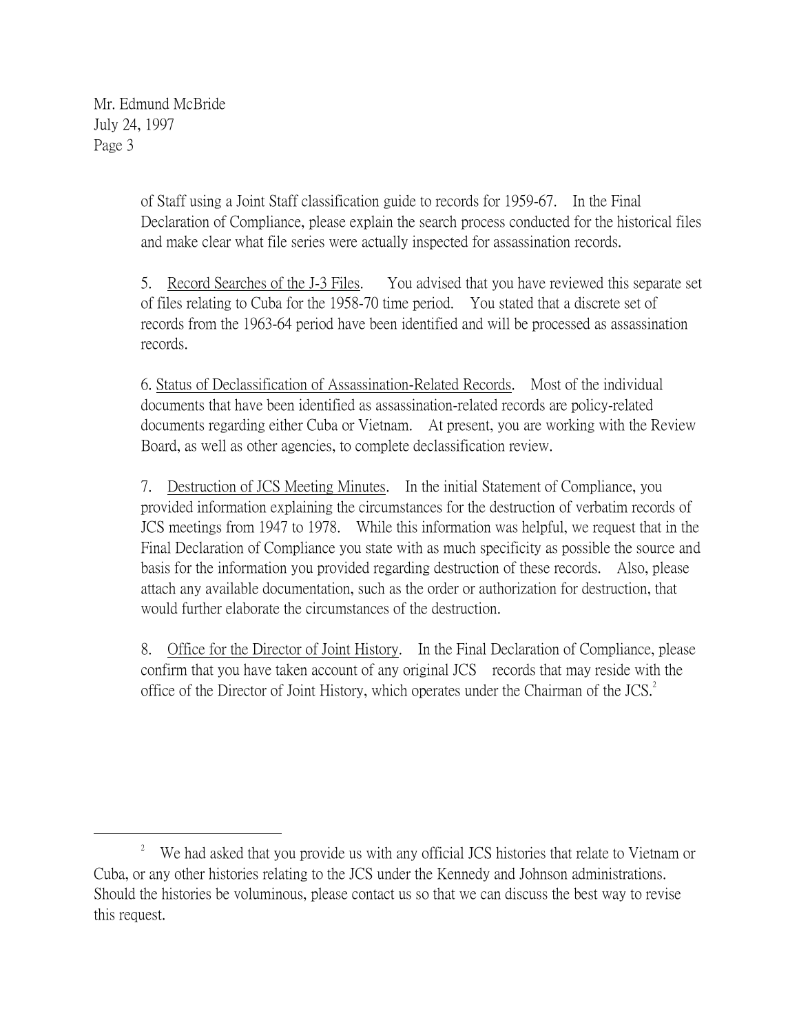Mr. Edmund McBride
July 24, 1997
Page 3

of Staff using a Joint Staff classification guide to records for 1959-67. In the Final Declaration of Compliance, please explain the search process conducted for the historical files and make clear what file series were actually inspected for assassination records.

5. Record Searches of the J-3 Files. You advised that you have reviewed this separate set of files relating to Cuba for the 1958-70 time period. You stated that a discrete set of records from the 1963-64 period have been identified and will be processed as assassination records.

6. Status of Declassification of Assassination-Related Records. Most of the individual documents that have been identified as assassination-related records are policy-related documents regarding either Cuba or Vietnam. At present, you are working with the Review Board, as well as other agencies, to complete declassification review.

7. Destruction of JCS Meeting Minutes. In the initial Statement of Compliance, you provided information explaining the circumstances for the destruction of verbatim records of JCS meetings from 1947 to 1978. While this information was helpful, we request that in the Final Declaration of Compliance you state with as much specificity as possible the source and basis for the information you provided regarding destruction of these records. Also, please attach any available documentation, such as the order or authorization for destruction, that would further elaborate the circumstances of the destruction.

8. Office for the Director of Joint History. In the Final Declaration of Compliance, please confirm that you have taken account of any original JCS records that may reside with the office of the Director of Joint History, which operates under the Chairman of the JCS.[2]

---

[2] We had asked that you provide us with any official JCS histories that relate to Vietnam or Cuba, or any other histories relating to the JCS under the Kennedy and Johnson administrations. Should the histories be voluminous, please contact us so that we can discuss the best way to revise this request.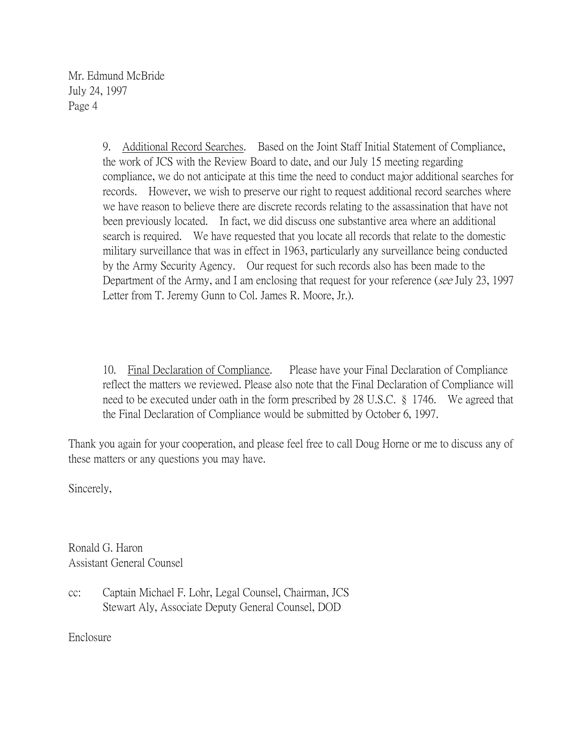Mr. Edmund McBride
July 24, 1997
Page 4

9. <u>Additional Record Searches</u>. Based on the Joint Staff Initial Statement of Compliance, the work of JCS with the Review Board to date, and our July 15 meeting regarding compliance, we do not anticipate at this time the need to conduct major additional searches for records. However, we wish to preserve our right to request additional record searches where we have reason to believe there are discrete records relating to the assassination that have not been previously located. In fact, we did discuss one substantive area where an additional search is required. We have requested that you locate all records that relate to the domestic military surveillance that was in effect in 1963, particularly any surveillance being conducted by the Army Security Agency. Our request for such records also has been made to the Department of the Army, and I am enclosing that request for your reference (*see* July 23, 1997 Letter from T. Jeremy Gunn to Col. James R. Moore, Jr.).

10. <u>Final Declaration of Compliance</u>. Please have your Final Declaration of Compliance reflect the matters we reviewed. Please also note that the Final Declaration of Compliance will need to be executed under oath in the form prescribed by 28 U.S.C. § 1746. We agreed that the Final Declaration of Compliance would be submitted by October 6, 1997.

Thank you again for your cooperation, and please feel free to call Doug Horne or me to discuss any of these matters or any questions you may have.

Sincerely,

Ronald G. Haron
Assistant General Counsel

cc: Captain Michael F. Lohr, Legal Counsel, Chairman, JCS
Stewart Aly, Associate Deputy General Counsel, DOD

Enclosure